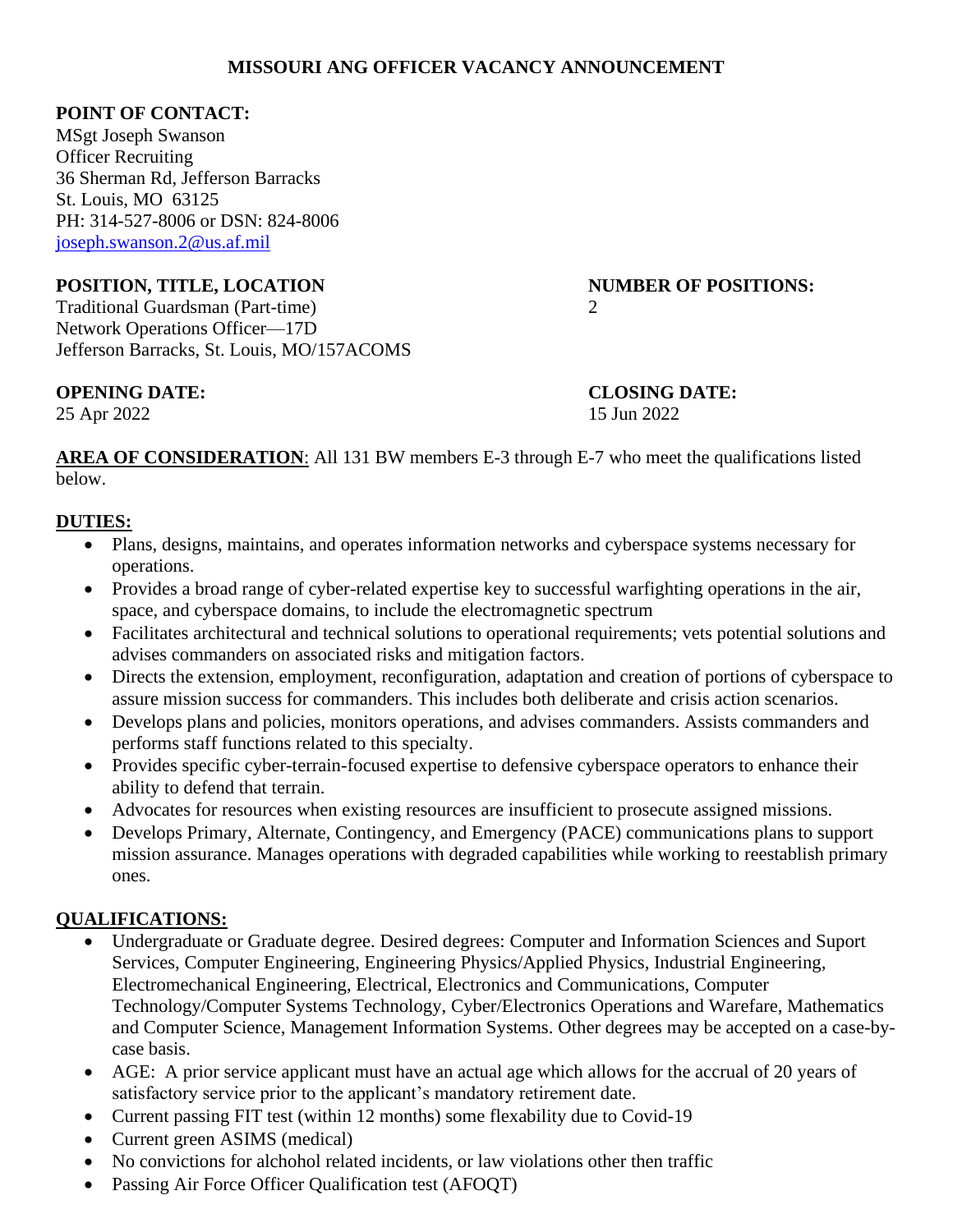# MISSOURI ANG OFFICER VACANCY ANNOUNCEMENT

**POINT OF CONTACT:**
MSgt Joseph Swanson
Officer Recruiting
36 Sherman Rd, Jefferson Barracks
St. Louis, MO 63125
PH: 314-527-8006 or DSN: 824-8006
joseph.swanson.2@us.af.mil

**POSITION, TITLE, LOCATION**
Traditional Guardsman (Part-time)
Network Operations Officer—17D
Jefferson Barracks, St. Louis, MO/157ACOMS

**NUMBER OF POSITIONS:**
2

**OPENING DATE:**
25 Apr 2022

**CLOSING DATE:**
15 Jun 2022

**AREA OF CONSIDERATION**: All 131 BW members E-3 through E-7 who meet the qualifications listed below.

**DUTIES:**

- Plans, designs, maintains, and operates information networks and cyberspace systems necessary for operations.
- Provides a broad range of cyber-related expertise key to successful warfighting operations in the air, space, and cyberspace domains, to include the electromagnetic spectrum
- Facilitates architectural and technical solutions to operational requirements; vets potential solutions and advises commanders on associated risks and mitigation factors.
- Directs the extension, employment, reconfiguration, adaptation and creation of portions of cyberspace to assure mission success for commanders. This includes both deliberate and crisis action scenarios.
- Develops plans and policies, monitors operations, and advises commanders. Assists commanders and performs staff functions related to this specialty.
- Provides specific cyber-terrain-focused expertise to defensive cyberspace operators to enhance their ability to defend that terrain.
- Advocates for resources when existing resources are insufficient to prosecute assigned missions.
- Develops Primary, Alternate, Contingency, and Emergency (PACE) communications plans to support mission assurance. Manages operations with degraded capabilities while working to reestablish primary ones.

**QUALIFICATIONS:**

- Undergraduate or Graduate degree. Desired degrees: Computer and Information Sciences and Suport Services, Computer Engineering, Engineering Physics/Applied Physics, Industrial Engineering, Electromechanical Engineering, Electrical, Electronics and Communications, Computer Technology/Computer Systems Technology, Cyber/Electronics Operations and Warefare, Mathematics and Computer Science, Management Information Systems. Other degrees may be accepted on a case-by-case basis.
- AGE: A prior service applicant must have an actual age which allows for the accrual of 20 years of satisfactory service prior to the applicant's mandatory retirement date.
- Current passing FIT test (within 12 months) some flexability due to Covid-19
- Current green ASIMS (medical)
- No convictions for alchohol related incidents, or law violations other then traffic
- Passing Air Force Officer Qualification test (AFOQT)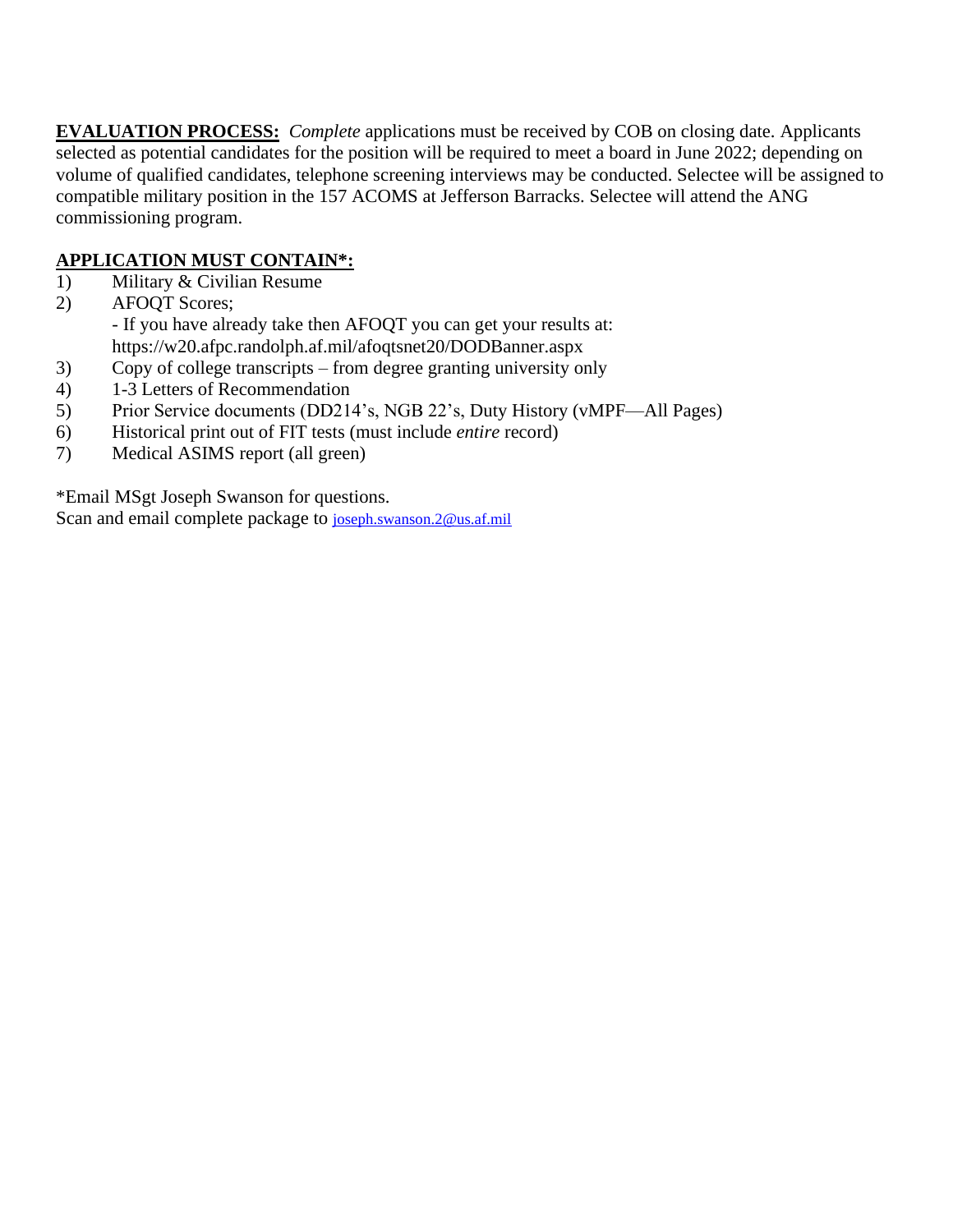**EVALUATION PROCESS:** *Complete* applications must be received by COB on closing date. Applicants selected as potential candidates for the position will be required to meet a board in June 2022; depending on volume of qualified candidates, telephone screening interviews may be conducted. Selectee will be assigned to compatible military position in the 157 ACOMS at Jefferson Barracks. Selectee will attend the ANG commissioning program.

**APPLICATION MUST CONTAIN*:**

1) Military & Civilian Resume
2) AFOQT Scores;
   - If you have already take then AFOQT you can get your results at: https://w20.afpc.randolph.af.mil/afoqtsnet20/DODBanner.aspx
3) Copy of college transcripts – from degree granting university only
4) 1-3 Letters of Recommendation
5) Prior Service documents (DD214's, NGB 22's, Duty History (vMPF—All Pages)
6) Historical print out of FIT tests (must include *entire* record)
7) Medical ASIMS report (all green)

*Email MSgt Joseph Swanson for questions.
Scan and email complete package to joseph.swanson.2@us.af.mil